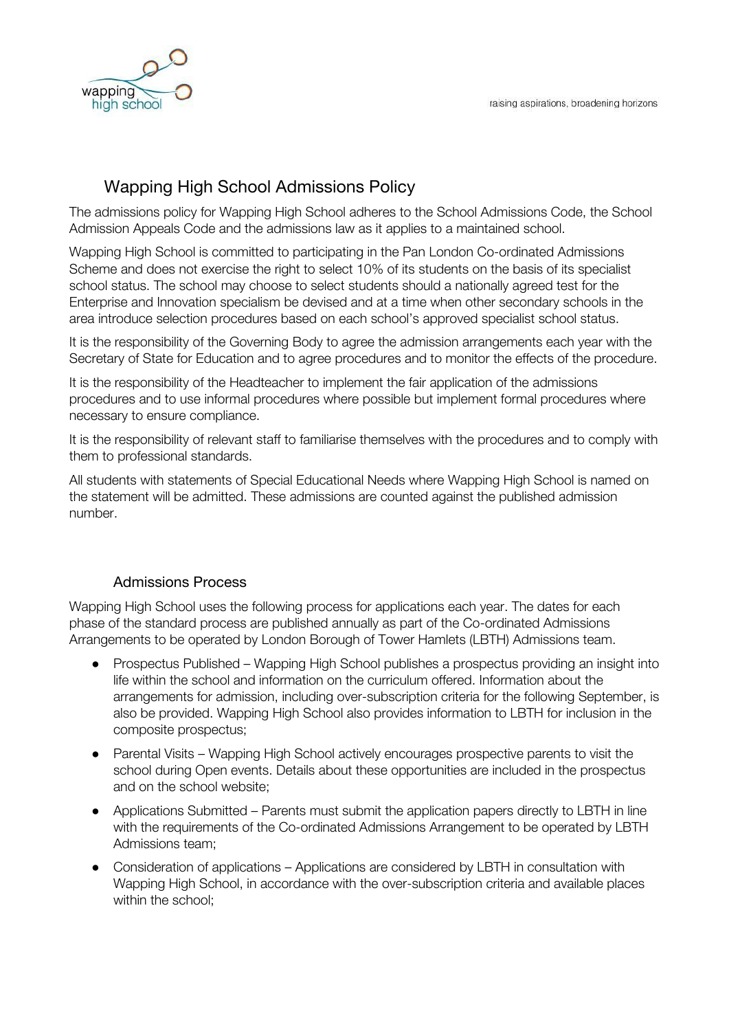# Wapping High School Admissions Policy

The admissions policy for Wapping High School adheres to the School Admissions Code, the School Admission Appeals Code and the admissions law as it applies to a maintained school.

Wapping High School is committed to participating in the Pan London Co-ordinated Admissions Scheme and does not exercise the right to select 10% of its students on the basis of its specialist school status. The school may choose to select students should a nationally agreed test for the Enterprise and Innovation specialism be devised and at a time when other secondary schools in the area introduce selection procedures based on each school's approved specialist school status.

It is the responsibility of the Governing Body to agree the admission arrangements each year with the Secretary of State for Education and to agree procedures and to monitor the effects of the procedure.

It is the responsibility of the Headteacher to implement the fair application of the admissions procedures and to use informal procedures where possible but implement formal procedures where necessary to ensure compliance.

It is the responsibility of relevant staff to familiarise themselves with the procedures and to comply with them to professional standards.

All students with statements of Special Educational Needs where Wapping High School is named on the statement will be admitted. These admissions are counted against the published admission number.

## Admissions Process

Wapping High School uses the following process for applications each year. The dates for each phase of the standard process are published annually as part of the Co-ordinated Admissions Arrangements to be operated by London Borough of Tower Hamlets (LBTH) Admissions team.

- Prospectus Published – Wapping High School publishes a prospectus providing an insight into life within the school and information on the curriculum offered. Information about the arrangements for admission, including over-subscription criteria for the following September, is also be provided. Wapping High School also provides information to LBTH for inclusion in the composite prospectus;
- Parental Visits – Wapping High School actively encourages prospective parents to visit the school during Open events. Details about these opportunities are included in the prospectus and on the school website;
- Applications Submitted – Parents must submit the application papers directly to LBTH in line with the requirements of the Co-ordinated Admissions Arrangement to be operated by LBTH Admissions team;
- Consideration of applications – Applications are considered by LBTH in consultation with Wapping High School, in accordance with the over-subscription criteria and available places within the school;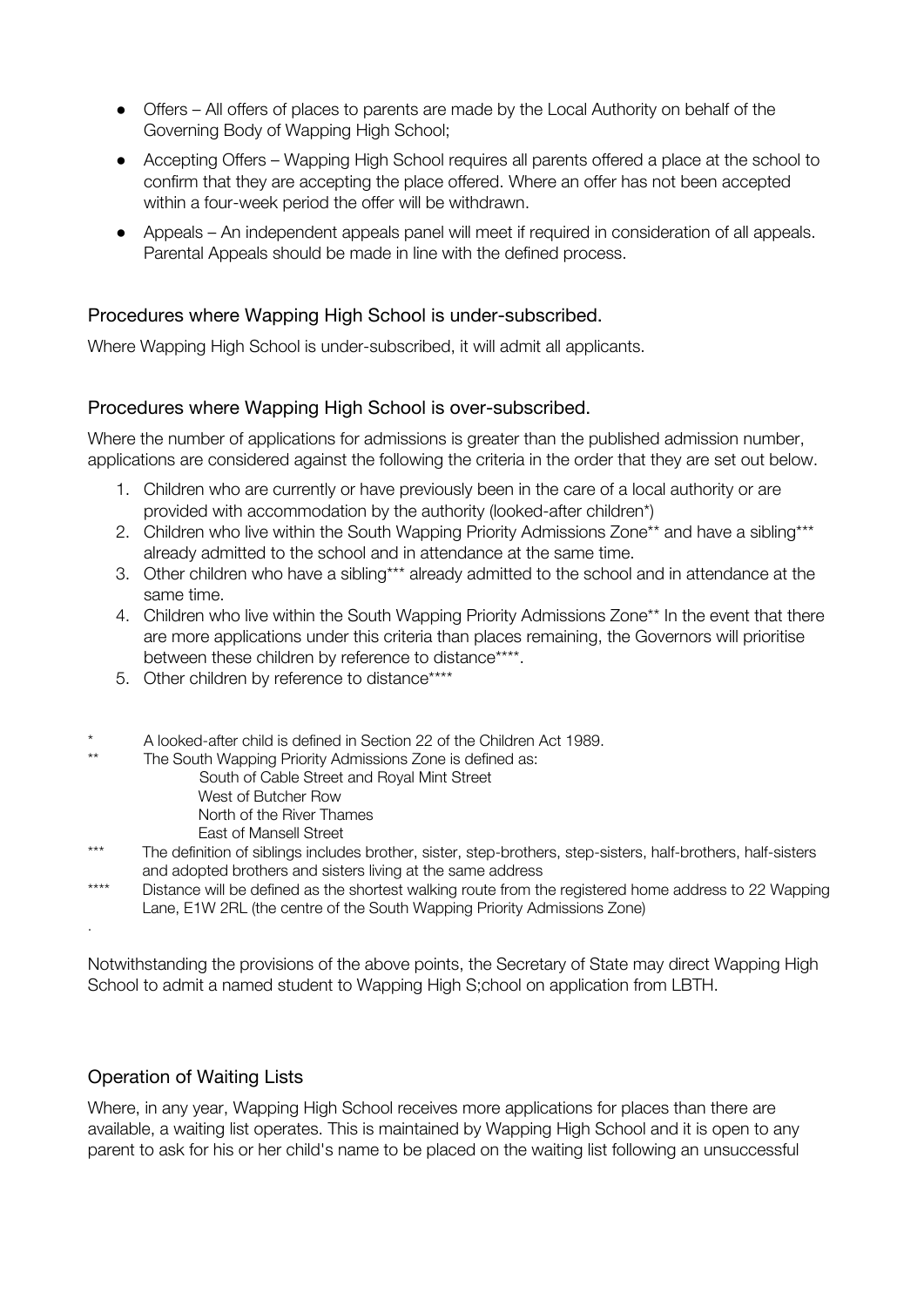- Offers – All offers of places to parents are made by the Local Authority on behalf of the Governing Body of Wapping High School;
- Accepting Offers – Wapping High School requires all parents offered a place at the school to confirm that they are accepting the place offered. Where an offer has not been accepted within a four-week period the offer will be withdrawn.
- Appeals – An independent appeals panel will meet if required in consideration of all appeals. Parental Appeals should be made in line with the defined process.

## Procedures where Wapping High School is under-subscribed.

Where Wapping High School is under-subscribed, it will admit all applicants.

## Procedures where Wapping High School is over-subscribed.

Where the number of applications for admissions is greater than the published admission number, applications are considered against the following the criteria in the order that they are set out below.

1. Children who are currently or have previously been in the care of a local authority or are provided with accommodation by the authority (looked-after children*)
2. Children who live within the South Wapping Priority Admissions Zone** and have a sibling*** already admitted to the school and in attendance at the same time.
3. Other children who have a sibling*** already admitted to the school and in attendance at the same time.
4. Children who live within the South Wapping Priority Admissions Zone** In the event that there are more applications under this criteria than places remaining, the Governors will prioritise between these children by reference to distance****.
5. Other children by reference to distance****

\* A looked-after child is defined in Section 22 of the Children Act 1989.

** The South Wapping Priority Admissions Zone is defined as:
South of Cable Street and Royal Mint Street
West of Butcher Row
North of the River Thames
East of Mansell Street

*** The definition of siblings includes brother, sister, step-brothers, step-sisters, half-brothers, half-sisters and adopted brothers and sisters living at the same address

**** Distance will be defined as the shortest walking route from the registered home address to 22 Wapping Lane, E1W 2RL (the centre of the South Wapping Priority Admissions Zone)

.

Notwithstanding the provisions of the above points, the Secretary of State may direct Wapping High School to admit a named student to Wapping High S;chool on application from LBTH.

## Operation of Waiting Lists

Where, in any year, Wapping High School receives more applications for places than there are available, a waiting list operates. This is maintained by Wapping High School and it is open to any parent to ask for his or her child's name to be placed on the waiting list following an unsuccessful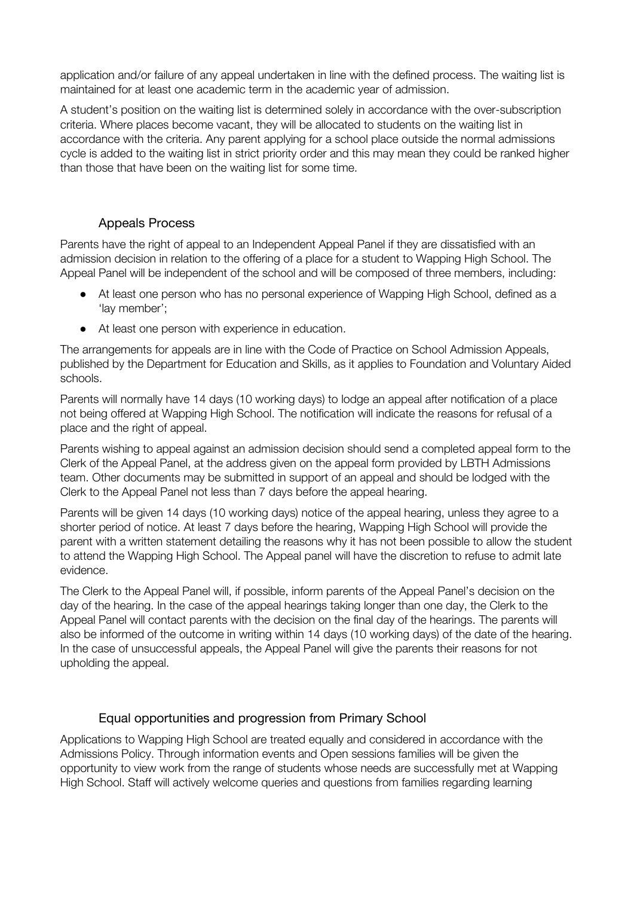application and/or failure of any appeal undertaken in line with the defined process. The waiting list is maintained for at least one academic term in the academic year of admission.

A student's position on the waiting list is determined solely in accordance with the over-subscription criteria. Where places become vacant, they will be allocated to students on the waiting list in accordance with the criteria. Any parent applying for a school place outside the normal admissions cycle is added to the waiting list in strict priority order and this may mean they could be ranked higher than those that have been on the waiting list for some time.

## Appeals Process

Parents have the right of appeal to an Independent Appeal Panel if they are dissatisfied with an admission decision in relation to the offering of a place for a student to Wapping High School. The Appeal Panel will be independent of the school and will be composed of three members, including:

- At least one person who has no personal experience of Wapping High School, defined as a 'lay member';
- At least one person with experience in education.

The arrangements for appeals are in line with the Code of Practice on School Admission Appeals, published by the Department for Education and Skills, as it applies to Foundation and Voluntary Aided schools.

Parents will normally have 14 days (10 working days) to lodge an appeal after notification of a place not being offered at Wapping High School. The notification will indicate the reasons for refusal of a place and the right of appeal.

Parents wishing to appeal against an admission decision should send a completed appeal form to the Clerk of the Appeal Panel, at the address given on the appeal form provided by LBTH Admissions team. Other documents may be submitted in support of an appeal and should be lodged with the Clerk to the Appeal Panel not less than 7 days before the appeal hearing.

Parents will be given 14 days (10 working days) notice of the appeal hearing, unless they agree to a shorter period of notice. At least 7 days before the hearing, Wapping High School will provide the parent with a written statement detailing the reasons why it has not been possible to allow the student to attend the Wapping High School. The Appeal panel will have the discretion to refuse to admit late evidence.

The Clerk to the Appeal Panel will, if possible, inform parents of the Appeal Panel's decision on the day of the hearing. In the case of the appeal hearings taking longer than one day, the Clerk to the Appeal Panel will contact parents with the decision on the final day of the hearings. The parents will also be informed of the outcome in writing within 14 days (10 working days) of the date of the hearing. In the case of unsuccessful appeals, the Appeal Panel will give the parents their reasons for not upholding the appeal.

## Equal opportunities and progression from Primary School

Applications to Wapping High School are treated equally and considered in accordance with the Admissions Policy. Through information events and Open sessions families will be given the opportunity to view work from the range of students whose needs are successfully met at Wapping High School. Staff will actively welcome queries and questions from families regarding learning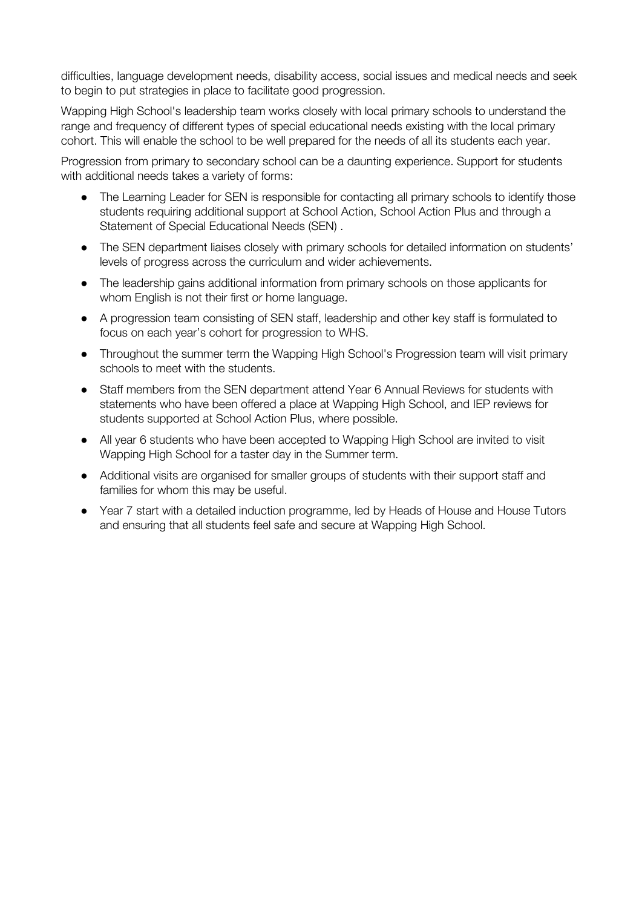difficulties, language development needs, disability access, social issues and medical needs and seek to begin to put strategies in place to facilitate good progression.

Wapping High School's leadership team works closely with local primary schools to understand the range and frequency of different types of special educational needs existing with the local primary cohort. This will enable the school to be well prepared for the needs of all its students each year.

Progression from primary to secondary school can be a daunting experience. Support for students with additional needs takes a variety of forms:

- The Learning Leader for SEN is responsible for contacting all primary schools to identify those students requiring additional support at School Action, School Action Plus and through a Statement of Special Educational Needs (SEN) .
- The SEN department liaises closely with primary schools for detailed information on students' levels of progress across the curriculum and wider achievements.
- The leadership gains additional information from primary schools on those applicants for whom English is not their first or home language.
- A progression team consisting of SEN staff, leadership and other key staff is formulated to focus on each year's cohort for progression to WHS.
- Throughout the summer term the Wapping High School's Progression team will visit primary schools to meet with the students.
- Staff members from the SEN department attend Year 6 Annual Reviews for students with statements who have been offered a place at Wapping High School, and IEP reviews for students supported at School Action Plus, where possible.
- All year 6 students who have been accepted to Wapping High School are invited to visit Wapping High School for a taster day in the Summer term.
- Additional visits are organised for smaller groups of students with their support staff and families for whom this may be useful.
- Year 7 start with a detailed induction programme, led by Heads of House and House Tutors and ensuring that all students feel safe and secure at Wapping High School.